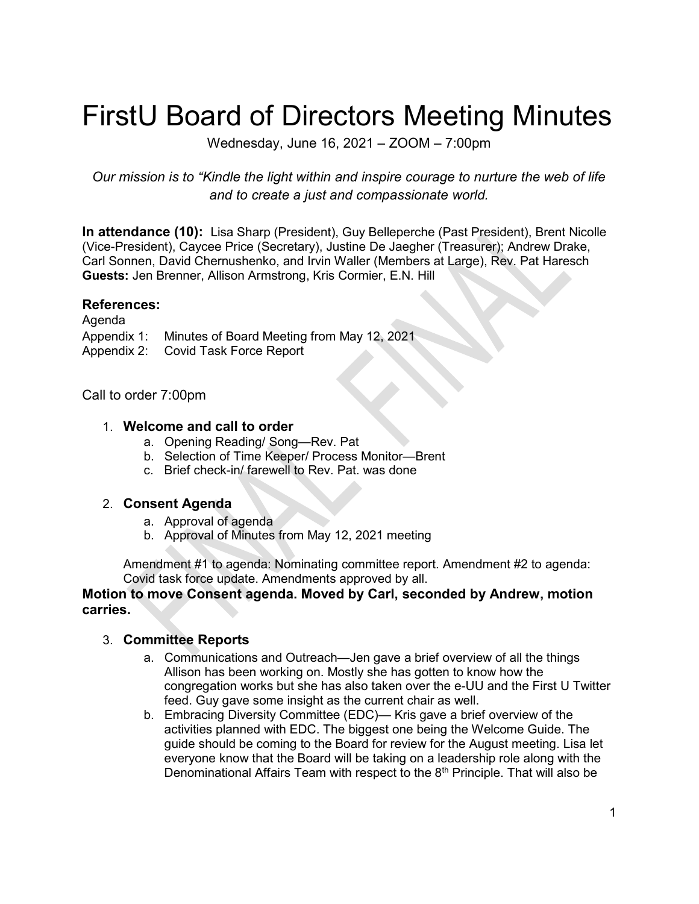# FirstU Board of Directors Meeting Minutes

Wednesday, June 16, 2021 – ZOOM – 7:00pm

*Our mission is to "Kindle the light within and inspire courage to nurture the web of life and to create a just and compassionate world.*

**In attendance (10):** Lisa Sharp (President), Guy Belleperche (Past President), Brent Nicolle (Vice-President), Caycee Price (Secretary), Justine De Jaegher (Treasurer); Andrew Drake, Carl Sonnen, David Chernushenko, and Irvin Waller (Members at Large), Rev. Pat Haresch
**Guests:** Jen Brenner, Allison Armstrong, Kris Cormier, E.N. Hill

### References:

Agenda
Appendix 1: Minutes of Board Meeting from May 12, 2021
Appendix 2: Covid Task Force Report

Call to order 7:00pm

1. **Welcome and call to order**
   a. Opening Reading/ Song—Rev. Pat
   b. Selection of Time Keeper/ Process Monitor—Brent
   c. Brief check-in/ farewell to Rev. Pat. was done

2. **Consent Agenda**
   a. Approval of agenda
   b. Approval of Minutes from May 12, 2021 meeting

   Amendment #1 to agenda: Nominating committee report. Amendment #2 to agenda: Covid task force update. Amendments approved by all.

**Motion to move Consent agenda. Moved by Carl, seconded by Andrew, motion carries.**

3. **Committee Reports**
   a. Communications and Outreach—Jen gave a brief overview of all the things Allison has been working on. Mostly she has gotten to know how the congregation works but she has also taken over the e-UU and the First U Twitter feed. Guy gave some insight as the current chair as well.
   b. Embracing Diversity Committee (EDC)— Kris gave a brief overview of the activities planned with EDC. The biggest one being the Welcome Guide. The guide should be coming to the Board for review for the August meeting. Lisa let everyone know that the Board will be taking on a leadership role along with the Denominational Affairs Team with respect to the 8th Principle. That will also be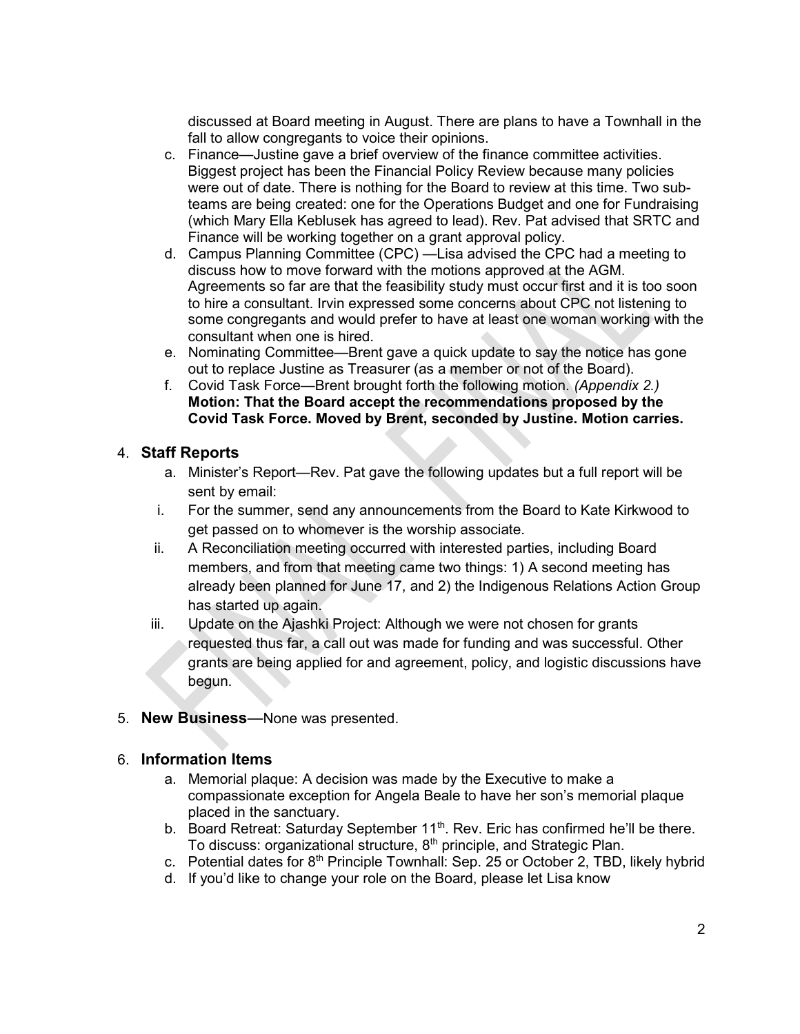discussed at Board meeting in August. There are plans to have a Townhall in the fall to allow congregants to voice their opinions.

   c. Finance—Justine gave a brief overview of the finance committee activities. Biggest project has been the Financial Policy Review because many policies were out of date. There is nothing for the Board to review at this time. Two sub-teams are being created: one for the Operations Budget and one for Fundraising (which Mary Ella Keblusek has agreed to lead). Rev. Pat advised that SRTC and Finance will be working together on a grant approval policy.
   d. Campus Planning Committee (CPC) —Lisa advised the CPC had a meeting to discuss how to move forward with the motions approved at the AGM. Agreements so far are that the feasibility study must occur first and it is too soon to hire a consultant. Irvin expressed some concerns about CPC not listening to some congregants and would prefer to have at least one woman working with the consultant when one is hired.
   e. Nominating Committee—Brent gave a quick update to say the notice has gone out to replace Justine as Treasurer (as a member or not of the Board).
   f. Covid Task Force—Brent brought forth the following motion. *(Appendix 2.)* **Motion: That the Board accept the recommendations proposed by the Covid Task Force. Moved by Brent, seconded by Justine. Motion carries.**

4. **Staff Reports**
   a. Minister's Report—Rev. Pat gave the following updates but a full report will be sent by email:
      i. For the summer, send any announcements from the Board to Kate Kirkwood to get passed on to whomever is the worship associate.
      ii. A Reconciliation meeting occurred with interested parties, including Board members, and from that meeting came two things: 1) A second meeting has already been planned for June 17, and 2) the Indigenous Relations Action Group has started up again.
      iii. Update on the Ajashki Project: Although we were not chosen for grants requested thus far, a call out was made for funding and was successful. Other grants are being applied for and agreement, policy, and logistic discussions have begun.

5. **New Business**—None was presented.

6. **Information Items**
   a. Memorial plaque: A decision was made by the Executive to make a compassionate exception for Angela Beale to have her son's memorial plaque placed in the sanctuary.
   b. Board Retreat: Saturday September 11th. Rev. Eric has confirmed he'll be there. To discuss: organizational structure, 8th principle, and Strategic Plan.
   c. Potential dates for 8th Principle Townhall: Sep. 25 or October 2, TBD, likely hybrid
   d. If you'd like to change your role on the Board, please let Lisa know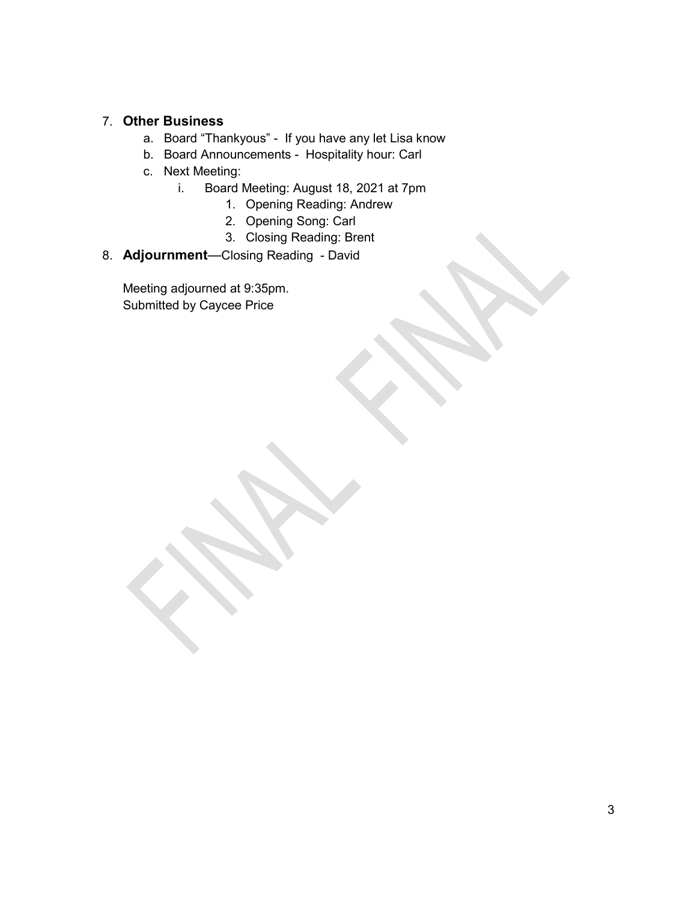7. **Other Business**
    a. Board “Thankyous” - If you have any let Lisa know
    b. Board Announcements - Hospitality hour: Carl
    c. Next Meeting:
        i. Board Meeting: August 18, 2021 at 7pm
            1. Opening Reading: Andrew
            2. Opening Song: Carl
            3. Closing Reading: Brent
8. **Adjournment**—Closing Reading - David

Meeting adjourned at 9:35pm.
Submitted by Caycee Price